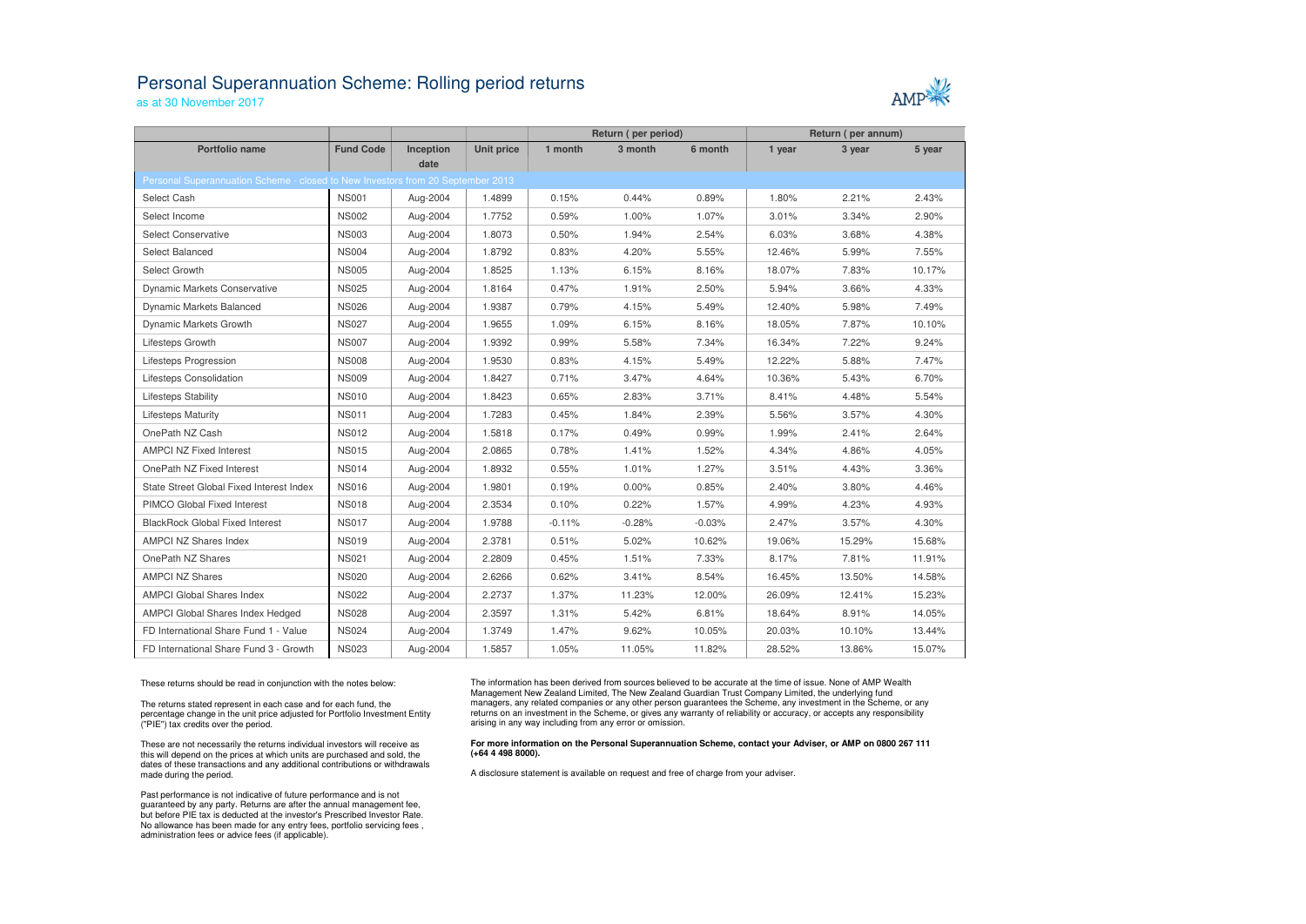# Personal Superannuation Scheme: Rolling period returns

as at 30 November 2017

| Portfolio name | Fund Code | Inception date | Unit price | Return ( per period ) | | | Return ( per annum) | | |
|---|---|---|---|---|---|---|---|---|---|
| | | | | 1 month | 3 month | 6 month | 1 year | 3 year | 5 year |
| Personal Superannuation Scheme - closed to New Investors from 20 September 2013 | | | | | | | | | |
| Select Cash | NS001 | Aug-2004 | 1.4899 | 0.15% | 0.44% | 0.89% | 1.80% | 2.21% | 2.43% |
| Select Income | NS002 | Aug-2004 | 1.7752 | 0.59% | 1.00% | 1.07% | 3.01% | 3.34% | 2.90% |
| Select Conservative | NS003 | Aug-2004 | 1.8073 | 0.50% | 1.94% | 2.54% | 6.03% | 3.68% | 4.38% |
| Select Balanced | NS004 | Aug-2004 | 1.8792 | 0.83% | 4.20% | 5.55% | 12.46% | 5.99% | 7.55% |
| Select Growth | NS005 | Aug-2004 | 1.8525 | 1.13% | 6.15% | 8.16% | 18.07% | 7.83% | 10.17% |
| Dynamic Markets Conservative | NS025 | Aug-2004 | 1.8164 | 0.47% | 1.91% | 2.50% | 5.94% | 3.66% | 4.33% |
| Dynamic Markets Balanced | NS026 | Aug-2004 | 1.9387 | 0.79% | 4.15% | 5.49% | 12.40% | 5.98% | 7.49% |
| Dynamic Markets Growth | NS027 | Aug-2004 | 1.9655 | 1.09% | 6.15% | 8.16% | 18.05% | 7.87% | 10.10% |
| Lifesteps Growth | NS007 | Aug-2004 | 1.9392 | 0.99% | 5.58% | 7.34% | 16.34% | 7.22% | 9.24% |
| Lifesteps Progression | NS008 | Aug-2004 | 1.9530 | 0.83% | 4.15% | 5.49% | 12.22% | 5.88% | 7.47% |
| Lifesteps Consolidation | NS009 | Aug-2004 | 1.8427 | 0.71% | 3.47% | 4.64% | 10.36% | 5.43% | 6.70% |
| Lifesteps Stability | NS010 | Aug-2004 | 1.8423 | 0.65% | 2.83% | 3.71% | 8.41% | 4.48% | 5.54% |
| Lifesteps Maturity | NS011 | Aug-2004 | 1.7283 | 0.45% | 1.84% | 2.39% | 5.56% | 3.57% | 4.30% |
| OnePath NZ Cash | NS012 | Aug-2004 | 1.5818 | 0.17% | 0.49% | 0.99% | 1.99% | 2.41% | 2.64% |
| AMPCI NZ Fixed Interest | NS015 | Aug-2004 | 2.0865 | 0.78% | 1.41% | 1.52% | 4.34% | 4.86% | 4.05% |
| OnePath NZ Fixed Interest | NS014 | Aug-2004 | 1.8932 | 0.55% | 1.01% | 1.27% | 3.51% | 4.43% | 3.36% |
| State Street Global Fixed Interest Index | NS016 | Aug-2004 | 1.9801 | 0.19% | 0.00% | 0.85% | 2.40% | 3.80% | 4.46% |
| PIMCO Global Fixed Interest | NS018 | Aug-2004 | 2.3534 | 0.10% | 0.22% | 1.57% | 4.99% | 4.23% | 4.93% |
| BlackRock Global Fixed Interest | NS017 | Aug-2004 | 1.9788 | -0.11% | -0.28% | -0.03% | 2.47% | 3.57% | 4.30% |
| AMPCI NZ Shares Index | NS019 | Aug-2004 | 2.3781 | 0.51% | 5.02% | 10.62% | 19.06% | 15.29% | 15.68% |
| OnePath NZ Shares | NS021 | Aug-2004 | 2.2809 | 0.45% | 1.51% | 7.33% | 8.17% | 7.81% | 11.91% |
| AMPCI NZ Shares | NS020 | Aug-2004 | 2.6266 | 0.62% | 3.41% | 8.54% | 16.45% | 13.50% | 14.58% |
| AMPCI Global Shares Index | NS022 | Aug-2004 | 2.2737 | 1.37% | 11.23% | 12.00% | 26.09% | 12.41% | 15.23% |
| AMPCI Global Shares Index Hedged | NS028 | Aug-2004 | 2.3597 | 1.31% | 5.42% | 6.81% | 18.64% | 8.91% | 14.05% |
| FD International Share Fund 1 - Value | NS024 | Aug-2004 | 1.3749 | 1.47% | 9.62% | 10.05% | 20.03% | 10.10% | 13.44% |
| FD International Share Fund 3 - Growth | NS023 | Aug-2004 | 1.5857 | 1.05% | 11.05% | 11.82% | 28.52% | 13.86% | 15.07% |

These returns should be read in conjunction with the notes below:

The returns stated represent in each case and for each fund, the percentage change in the unit price adjusted for Portfolio Investment Entity ("PIE") tax credits over the period.

These are not necessarily the returns individual investors will receive as this will depend on the prices at which units are purchased and sold, the dates of these transactions and any additional contributions or withdrawals made during the period.

Past performance is not indicative of future performance and is not guaranteed by any party. Returns are after the annual management fee, but before PIE tax is deducted at the investor's Prescribed Investor Rate. No allowance has been made for any entry fees, portfolio servicing fees , administration fees or advice fees (if applicable).

The information has been derived from sources believed to be accurate at the time of issue. None of AMP Wealth Management New Zealand Limited, The New Zealand Guardian Trust Company Limited, the underlying fund managers, any related companies or any other person guarantees the Scheme, any investment in the Scheme, or any returns on an investment in the Scheme, or gives any warranty of reliability or accuracy, or accepts any responsibility arising in any way including from any error or omission.

**For more information on the Personal Superannuation Scheme, contact your Adviser, or AMP on 0800 267 111 (+64 4 498 8000).**

A disclosure statement is available on request and free of charge from your adviser.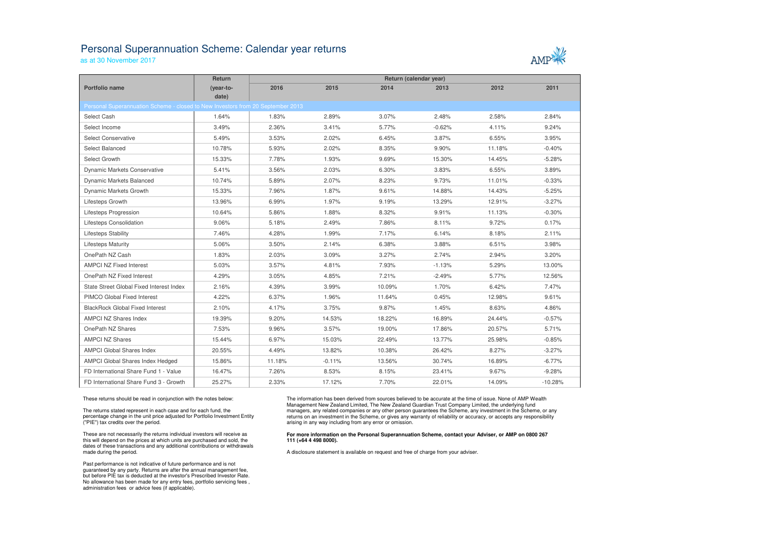# Personal Superannuation Scheme: Calendar year returns

as at 30 November 2017

| Portfolio name | Return (year-to-date) | Return (calendar year) | | | | | |
|---|---|---|---|---|---|---|---|
| | | 2016 | 2015 | 2014 | 2013 | 2012 | 2011 |
| Personal Superannuation Scheme - closed to New Investors from 20 September 2013 | | | | | | | |
| Select Cash | 1.64% | 1.83% | 2.89% | 3.07% | 2.48% | 2.58% | 2.84% |
| Select Income | 3.49% | 2.36% | 3.41% | 5.77% | -0.62% | 4.11% | 9.24% |
| Select Conservative | 5.49% | 3.53% | 2.02% | 6.45% | 3.87% | 6.55% | 3.95% |
| Select Balanced | 10.78% | 5.93% | 2.02% | 8.35% | 9.90% | 11.18% | -0.40% |
| Select Growth | 15.33% | 7.78% | 1.93% | 9.69% | 15.30% | 14.45% | -5.28% |
| Dynamic Markets Conservative | 5.41% | 3.56% | 2.03% | 6.30% | 3.83% | 6.55% | 3.89% |
| Dynamic Markets Balanced | 10.74% | 5.89% | 2.07% | 8.23% | 9.73% | 11.01% | -0.33% |
| Dynamic Markets Growth | 15.33% | 7.96% | 1.87% | 9.61% | 14.88% | 14.43% | -5.25% |
| Lifesteps Growth | 13.96% | 6.99% | 1.97% | 9.19% | 13.29% | 12.91% | -3.27% |
| Lifesteps Progression | 10.64% | 5.86% | 1.88% | 8.32% | 9.91% | 11.13% | -0.30% |
| Lifesteps Consolidation | 9.06% | 5.18% | 2.49% | 7.86% | 8.11% | 9.72% | 0.17% |
| Lifesteps Stability | 7.46% | 4.28% | 1.99% | 7.17% | 6.14% | 8.18% | 2.11% |
| Lifesteps Maturity | 5.06% | 3.50% | 2.14% | 6.38% | 3.88% | 6.51% | 3.98% |
| OnePath NZ Cash | 1.83% | 2.03% | 3.09% | 3.27% | 2.74% | 2.94% | 3.20% |
| AMPCI NZ Fixed Interest | 5.03% | 3.57% | 4.81% | 7.93% | -1.13% | 5.29% | 13.00% |
| OnePath NZ Fixed Interest | 4.29% | 3.05% | 4.85% | 7.21% | -2.49% | 5.77% | 12.56% |
| State Street Global Fixed Interest Index | 2.16% | 4.39% | 3.99% | 10.09% | 1.70% | 6.42% | 7.47% |
| PIMCO Global Fixed Interest | 4.22% | 6.37% | 1.96% | 11.64% | 0.45% | 12.98% | 9.61% |
| BlackRock Global Fixed Interest | 2.10% | 4.17% | 3.75% | 9.87% | 1.45% | 8.63% | 4.86% |
| AMPCI NZ Shares Index | 19.39% | 9.20% | 14.53% | 18.22% | 16.89% | 24.44% | -0.57% |
| OnePath NZ Shares | 7.53% | 9.96% | 3.57% | 19.00% | 17.86% | 20.57% | 5.71% |
| AMPCI NZ Shares | 15.44% | 6.97% | 15.03% | 22.49% | 13.77% | 25.98% | -0.85% |
| AMPCI Global Shares Index | 20.55% | 4.49% | 13.82% | 10.38% | 26.42% | 8.27% | -3.27% |
| AMPCI Global Shares Index Hedged | 15.86% | 11.18% | -0.11% | 13.56% | 30.74% | 16.89% | -6.77% |
| FD International Share Fund 1 - Value | 16.47% | 7.26% | 8.53% | 8.15% | 23.41% | 9.67% | -9.28% |
| FD International Share Fund 3 - Growth | 25.27% | 2.33% | 17.12% | 7.70% | 22.01% | 14.09% | -10.28% |

These returns should be read in conjunction with the notes below:

The returns stated represent in each case and for each fund, the percentage change in the unit price adjusted for Portfolio Investment Entity ("PIE") tax credits over the period.

These are not necessarily the returns individual investors will receive as this will depend on the prices at which units are purchased and sold, the dates of these transactions and any additional contributions or withdrawals made during the period.

Past performance is not indicative of future performance and is not guaranteed by any party. Returns are after the annual management fee, but before PIE tax is deducted at the investor's Prescribed Investor Rate. No allowance has been made for any entry fees, portfolio servicing fees , administration fees or advice fees (if applicable).

The information has been derived from sources believed to be accurate at the time of issue. None of AMP Wealth Management New Zealand Limited, The New Zealand Guardian Trust Company Limited, the underlying fund managers, any related companies or any other person guarantees the Scheme, any investment in the Scheme, or any returns on an investment in the Scheme, or gives any warranty of reliability or accuracy, or accepts any responsibility arising in any way including from any error or omission.

**For more information on the Personal Superannuation Scheme, contact your Adviser, or AMP on 0800 267 111 (+64 4 498 8000).**

A disclosure statement is available on request and free of charge from your adviser.